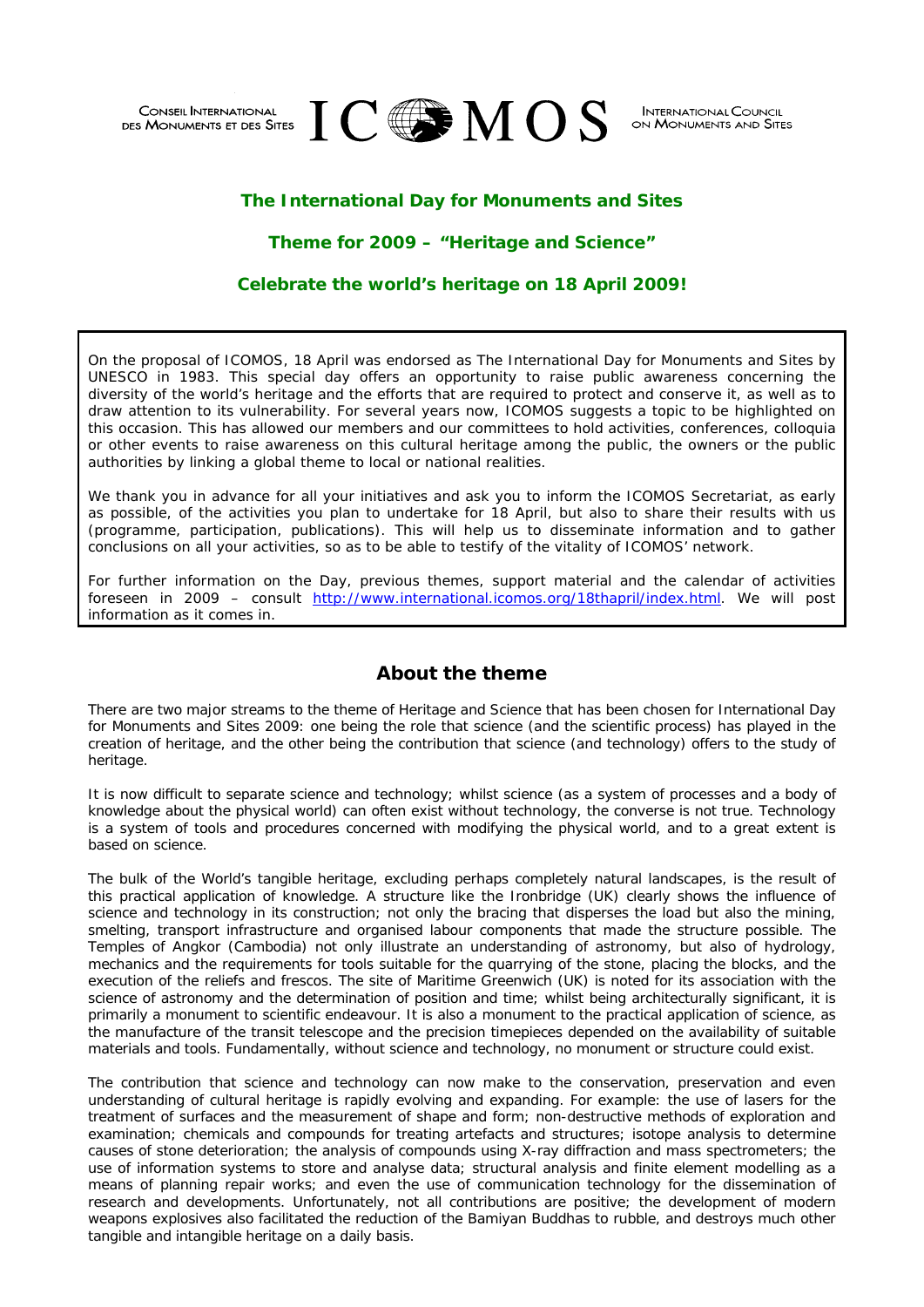CONSEIL INTERNATIONAL DES MONUMENTS ET DES SITES — ICOMOS — INTERNATIONAL COUNCIL ON MONUMENTS AND SITES

# The International Day for Monuments and Sites

## Theme for 2009 – "Heritage and Science"

## Celebrate the world's heritage on 18 April 2009!

On the proposal of ICOMOS, 18 April was endorsed as The International Day for Monuments and Sites by UNESCO in 1983. This special day offers an opportunity to raise public awareness concerning the diversity of the world's heritage and the efforts that are required to protect and conserve it, as well as to draw attention to its vulnerability. For several years now, ICOMOS suggests a topic to be highlighted on this occasion. This has allowed our members and our committees to hold activities, conferences, colloquia or other events to raise awareness on this cultural heritage among the public, the owners or the public authorities by linking a global theme to local or national realities.

We thank you in advance for all your initiatives and ask you to inform the ICOMOS Secretariat, as early as possible, of the activities you plan to undertake for 18 April, but also to share their results with us (programme, participation, publications). This will help us to disseminate information and to gather conclusions on all your activities, so as to be able to testify of the vitality of ICOMOS' network.

For further information on the Day, previous themes, support material and the calendar of activities foreseen in 2009 – consult http://www.international.icomos.org/18thapril/index.html. We will post information as it comes in.

## About the theme

There are two major streams to the theme of Heritage and Science that has been chosen for International Day for Monuments and Sites 2009: one being the role that science (and the scientific process) has played in the creation of heritage, and the other being the contribution that science (and technology) offers to the study of heritage.

It is now difficult to separate science and technology; whilst science (as a system of processes and a body of knowledge about the physical world) can often exist without technology, the converse is not true. Technology is a system of tools and procedures concerned with modifying the physical world, and to a great extent is based on science.

The bulk of the World's tangible heritage, excluding perhaps completely natural landscapes, is the result of this practical application of knowledge. A structure like the Ironbridge (UK) clearly shows the influence of science and technology in its construction; not only the bracing that disperses the load but also the mining, smelting, transport infrastructure and organised labour components that made the structure possible. The Temples of Angkor (Cambodia) not only illustrate an understanding of astronomy, but also of hydrology, mechanics and the requirements for tools suitable for the quarrying of the stone, placing the blocks, and the execution of the reliefs and frescos. The site of Maritime Greenwich (UK) is noted for its association with the science of astronomy and the determination of position and time; whilst being architecturally significant, it is primarily a monument to scientific endeavour. It is also a monument to the practical application of science, as the manufacture of the transit telescope and the precision timepieces depended on the availability of suitable materials and tools. Fundamentally, without science and technology, no monument or structure could exist.

The contribution that science and technology can now make to the conservation, preservation and even understanding of cultural heritage is rapidly evolving and expanding. For example: the use of lasers for the treatment of surfaces and the measurement of shape and form; non-destructive methods of exploration and examination; chemicals and compounds for treating artefacts and structures; isotope analysis to determine causes of stone deterioration; the analysis of compounds using X-ray diffraction and mass spectrometers; the use of information systems to store and analyse data; structural analysis and finite element modelling as a means of planning repair works; and even the use of communication technology for the dissemination of research and developments. Unfortunately, not all contributions are positive; the development of modern weapons explosives also facilitated the reduction of the Bamiyan Buddhas to rubble, and destroys much other tangible and intangible heritage on a daily basis.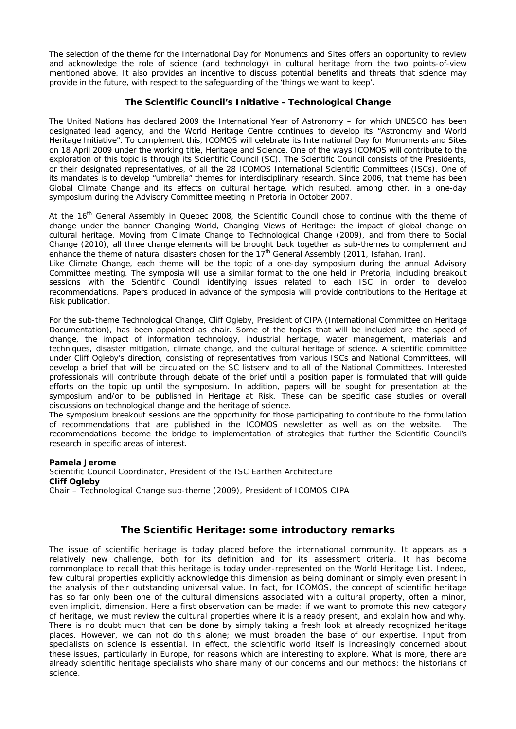The selection of the theme for the International Day for Monuments and Sites offers an opportunity to review and acknowledge the role of science (and technology) in cultural heritage from the two points-of-view mentioned above. It also provides an incentive to discuss potential benefits and threats that science may provide in the future, with respect to the safeguarding of the 'things we want to keep'.

### The Scientific Council's Initiative - Technological Change

The United Nations has declared 2009 the International Year of Astronomy – for which UNESCO has been designated lead agency, and the World Heritage Centre continues to develop its "Astronomy and World Heritage Initiative". To complement this, ICOMOS will celebrate its International Day for Monuments and Sites on 18 April 2009 under the working title, Heritage and Science. One of the ways ICOMOS will contribute to the exploration of this topic is through its Scientific Council (SC). The Scientific Council consists of the Presidents, or their designated representatives, of all the 28 ICOMOS International Scientific Committees (ISCs). One of its mandates is to develop "umbrella" themes for interdisciplinary research. Since 2006, that theme has been Global Climate Change and its effects on cultural heritage, which resulted, among other, in a one-day symposium during the Advisory Committee meeting in Pretoria in October 2007.

At the 16th General Assembly in Quebec 2008, the Scientific Council chose to continue with the theme of change under the banner Changing World, Changing Views of Heritage: the impact of global change on cultural heritage. Moving from Climate Change to Technological Change (2009), and from there to Social Change (2010), all three change elements will be brought back together as sub-themes to complement and enhance the theme of natural disasters chosen for the 17th General Assembly (2011, Isfahan, Iran).

Like Climate Change, each theme will be the topic of a one-day symposium during the annual Advisory Committee meeting. The symposia will use a similar format to the one held in Pretoria, including breakout sessions with the Scientific Council identifying issues related to each ISC in order to develop recommendations. Papers produced in advance of the symposia will provide contributions to the Heritage at Risk publication.

For the sub-theme Technological Change, Cliff Ogleby, President of CIPA (International Committee on Heritage Documentation), has been appointed as chair. Some of the topics that will be included are the speed of change, the impact of information technology, industrial heritage, water management, materials and techniques, disaster mitigation, climate change, and the cultural heritage of science. A scientific committee under Cliff Ogleby's direction, consisting of representatives from various ISCs and National Committees, will develop a brief that will be circulated on the SC listserv and to all of the National Committees. Interested professionals will contribute through debate of the brief until a position paper is formulated that will guide efforts on the topic up until the symposium. In addition, papers will be sought for presentation at the symposium and/or to be published in Heritage at Risk. These can be specific case studies or overall discussions on technological change and the heritage of science.

The symposium breakout sessions are the opportunity for those participating to contribute to the formulation of recommendations that are published in the ICOMOS newsletter as well as on the website. The recommendations become the bridge to implementation of strategies that further the Scientific Council's research in specific areas of interest.

**Pamela Jerome**
Scientific Council Coordinator, President of the ISC Earthen Architecture
**Cliff Ogleby**
Chair – Technological Change sub-theme (2009), President of ICOMOS CIPA

## The Scientific Heritage: some introductory remarks

The issue of scientific heritage is today placed before the international community. It appears as a relatively new challenge, both for its definition and for its assessment criteria. It has become commonplace to recall that this heritage is today under-represented on the World Heritage List. Indeed, few cultural properties explicitly acknowledge this dimension as being dominant or simply even present in the analysis of their outstanding universal value. In fact, for ICOMOS, the concept of scientific heritage has so far only been one of the cultural dimensions associated with a cultural property, often a minor, even implicit, dimension. Here a first observation can be made: if we want to promote this new category of heritage, we must review the cultural properties where it is already present, and explain how and why. There is no doubt much that can be done by simply taking a fresh look at already recognized heritage places. However, we can not do this alone; we must broaden the base of our expertise. Input from specialists on science is essential. In effect, the scientific world itself is increasingly concerned about these issues, particularly in Europe, for reasons which are interesting to explore. What is more, there are already scientific heritage specialists who share many of our concerns and our methods: the historians of science.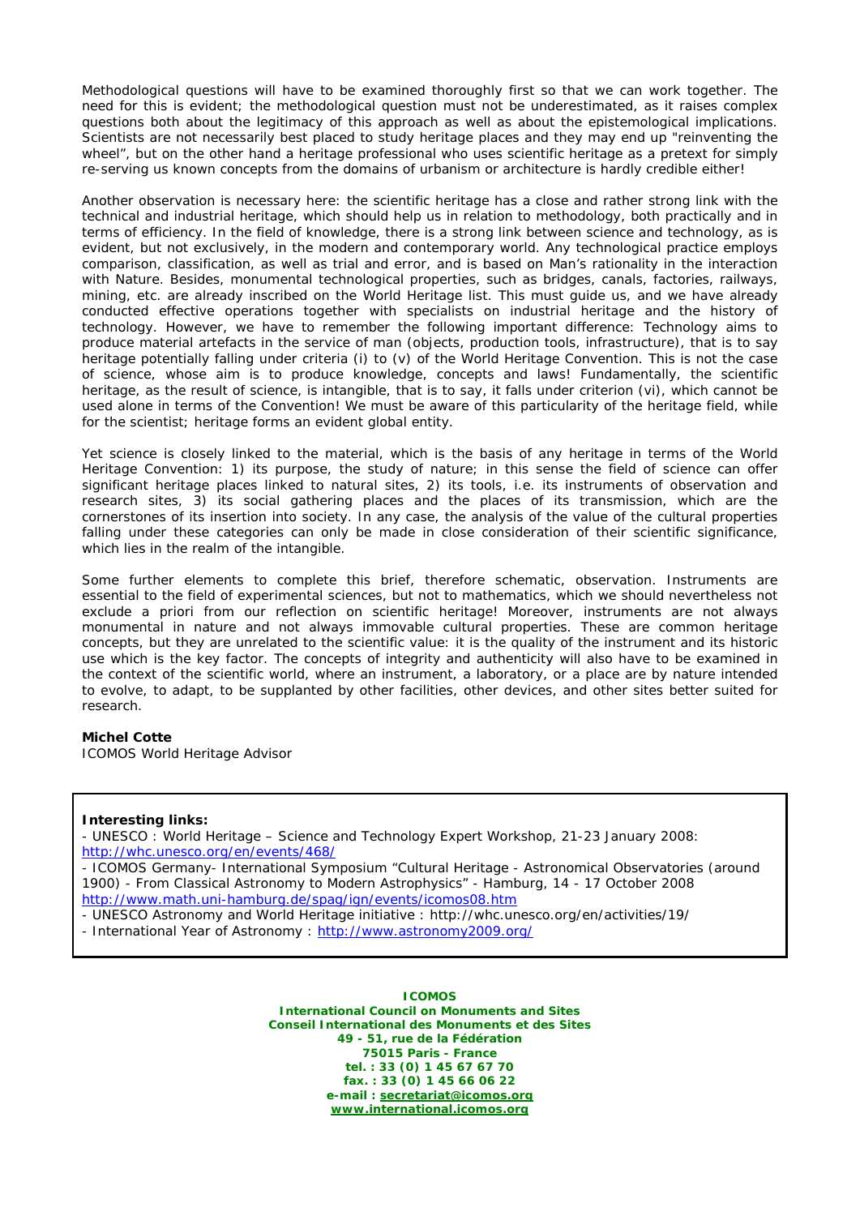Methodological questions will have to be examined thoroughly first so that we can work together. The need for this is evident; the methodological question must not be underestimated, as it raises complex questions both about the legitimacy of this approach as well as about the epistemological implications. Scientists are not necessarily best placed to study heritage places and they may end up "reinventing the wheel", but on the other hand a heritage professional who uses scientific heritage as a pretext for simply re-serving us known concepts from the domains of urbanism or architecture is hardly credible either!

Another observation is necessary here: the scientific heritage has a close and rather strong link with the technical and industrial heritage, which should help us in relation to methodology, both practically and in terms of efficiency. In the field of knowledge, there is a strong link between science and technology, as is evident, but not exclusively, in the modern and contemporary world. Any technological practice employs comparison, classification, as well as trial and error, and is based on Man's rationality in the interaction with Nature. Besides, monumental technological properties, such as bridges, canals, factories, railways, mining, etc. are already inscribed on the World Heritage list. This must guide us, and we have already conducted effective operations together with specialists on industrial heritage and the history of technology. However, we have to remember the following important difference: Technology aims to produce material artefacts in the service of man (objects, production tools, infrastructure), that is to say heritage potentially falling under criteria (i) to (v) of the World Heritage Convention. This is not the case of science, whose aim is to produce knowledge, concepts and laws! Fundamentally, the scientific heritage, as the result of science, is intangible, that is to say, it falls under criterion (vi), which cannot be used alone in terms of the Convention! We must be aware of this particularity of the heritage field, while for the scientist; heritage forms an evident global entity.

Yet science is closely linked to the material, which is the basis of any heritage in terms of the World Heritage Convention: 1) its purpose, the study of nature; in this sense the field of science can offer significant heritage places linked to natural sites, 2) its tools, i.e. its instruments of observation and research sites, 3) its social gathering places and the places of its transmission, which are the cornerstones of its insertion into society. In any case, the analysis of the value of the cultural properties falling under these categories can only be made in close consideration of their scientific significance, which lies in the realm of the intangible.

Some further elements to complete this brief, therefore schematic, observation. Instruments are essential to the field of experimental sciences, but not to mathematics, which we should nevertheless not exclude a priori from our reflection on scientific heritage! Moreover, instruments are not always monumental in nature and not always immovable cultural properties. These are common heritage concepts, but they are unrelated to the scientific value: it is the quality of the instrument and its historic use which is the key factor. The concepts of integrity and authenticity will also have to be examined in the context of the scientific world, where an instrument, a laboratory, or a place are by nature intended to evolve, to adapt, to be supplanted by other facilities, other devices, and other sites better suited for research.

**Michel Cotte**
ICOMOS World Heritage Advisor

**Interesting links:**

- UNESCO : World Heritage – Science and Technology Expert Workshop, 21-23 January 2008: http://whc.unesco.org/en/events/468/
- ICOMOS Germany- International Symposium "Cultural Heritage - Astronomical Observatories (around 1900) - From Classical Astronomy to Modern Astrophysics" - Hamburg, 14 - 17 October 2008 http://www.math.uni-hamburg.de/spag/ign/events/icomos08.htm
- UNESCO Astronomy and World Heritage initiative : http://whc.unesco.org/en/activities/19/
- International Year of Astronomy : http://www.astronomy2009.org/

**ICOMOS**
**International Council on Monuments and Sites**
**Conseil International des Monuments et des Sites**
**49 - 51, rue de la Fédération**
**75015 Paris - France**
**tel. : 33 (0) 1 45 67 67 70**
**fax. : 33 (0) 1 45 66 06 22**
**e-mail : secretariat@icomos.org**
**www.international.icomos.org**